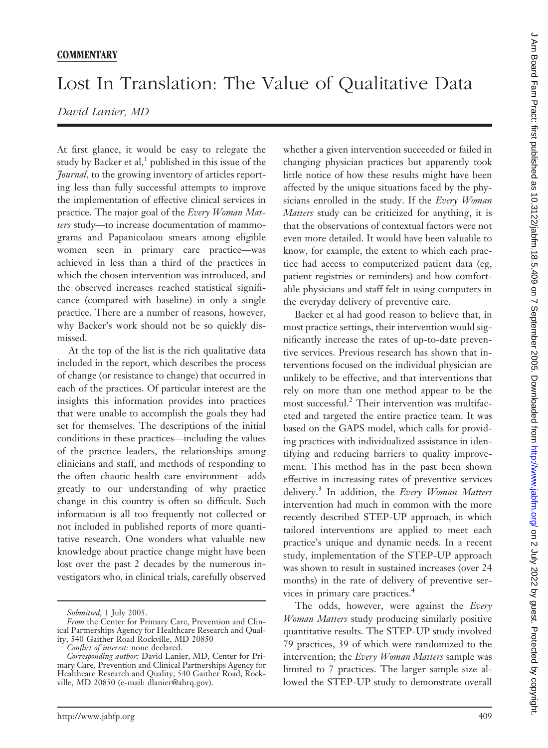**COMMENTARY**

# Lost In Translation: The Value of Qualitative Data

*David Lanier, MD*

At first glance, it would be easy to relegate the study by Backer et al,[1] published in this issue of the *Journal*, to the growing inventory of articles reporting less than fully successful attempts to improve the implementation of effective clinical services in practice. The major goal of the *Every Woman Matters* study—to increase documentation of mammograms and Papanicolaou smears among eligible women seen in primary care practice—was achieved in less than a third of the practices in which the chosen intervention was introduced, and the observed increases reached statistical significance (compared with baseline) in only a single practice. There are a number of reasons, however, why Backer's work should not be so quickly dismissed.

At the top of the list is the rich qualitative data included in the report, which describes the process of change (or resistance to change) that occurred in each of the practices. Of particular interest are the insights this information provides into practices that were unable to accomplish the goals they had set for themselves. The descriptions of the initial conditions in these practices—including the values of the practice leaders, the relationships among clinicians and staff, and methods of responding to the often chaotic health care environment—adds greatly to our understanding of why practice change in this country is often so difficult. Such information is all too frequently not collected or not included in published reports of more quantitative research. One wonders what valuable new knowledge about practice change might have been lost over the past 2 decades by the numerous investigators who, in clinical trials, carefully observed whether a given intervention succeeded or failed in changing physician practices but apparently took little notice of how these results might have been affected by the unique situations faced by the physicians enrolled in the study. If the *Every Woman Matters* study can be criticized for anything, it is that the observations of contextual factors were not even more detailed. It would have been valuable to know, for example, the extent to which each practice had access to computerized patient data (eg, patient registries or reminders) and how comfortable physicians and staff felt in using computers in the everyday delivery of preventive care.

Backer et al had good reason to believe that, in most practice settings, their intervention would significantly increase the rates of up-to-date preventive services. Previous research has shown that interventions focused on the individual physician are unlikely to be effective, and that interventions that rely on more than one method appear to be the most successful.[2] Their intervention was multifaceted and targeted the entire practice team. It was based on the GAPS model, which calls for providing practices with individualized assistance in identifying and reducing barriers to quality improvement. This method has in the past been shown effective in increasing rates of preventive services delivery.[3] In addition, the *Every Woman Matters* intervention had much in common with the more recently described STEP-UP approach, in which tailored interventions are applied to meet each practice's unique and dynamic needs. In a recent study, implementation of the STEP-UP approach was shown to result in sustained increases (over 24 months) in the rate of delivery of preventive services in primary care practices.[4]

The odds, however, were against the *Every Woman Matters* study producing similarly positive quantitative results. The STEP-UP study involved 79 practices, 39 of which were randomized to the intervention; the *Every Woman Matters* sample was limited to 7 practices. The larger sample size allowed the STEP-UP study to demonstrate overall

---

*Submitted*, 1 July 2005.

*From* the Center for Primary Care, Prevention and Clinical Partnerships Agency for Healthcare Research and Quality, 540 Gaither Road Rockville, MD 20850

*Conflict of interest:* none declared.

*Corresponding author:* David Lanier, MD, Center for Primary Care, Prevention and Clinical Partnerships Agency for Healthcare Research and Quality, 540 Gaither Road, Rockville, MD 20850 (e-mail: dlanier@ahrq.gov).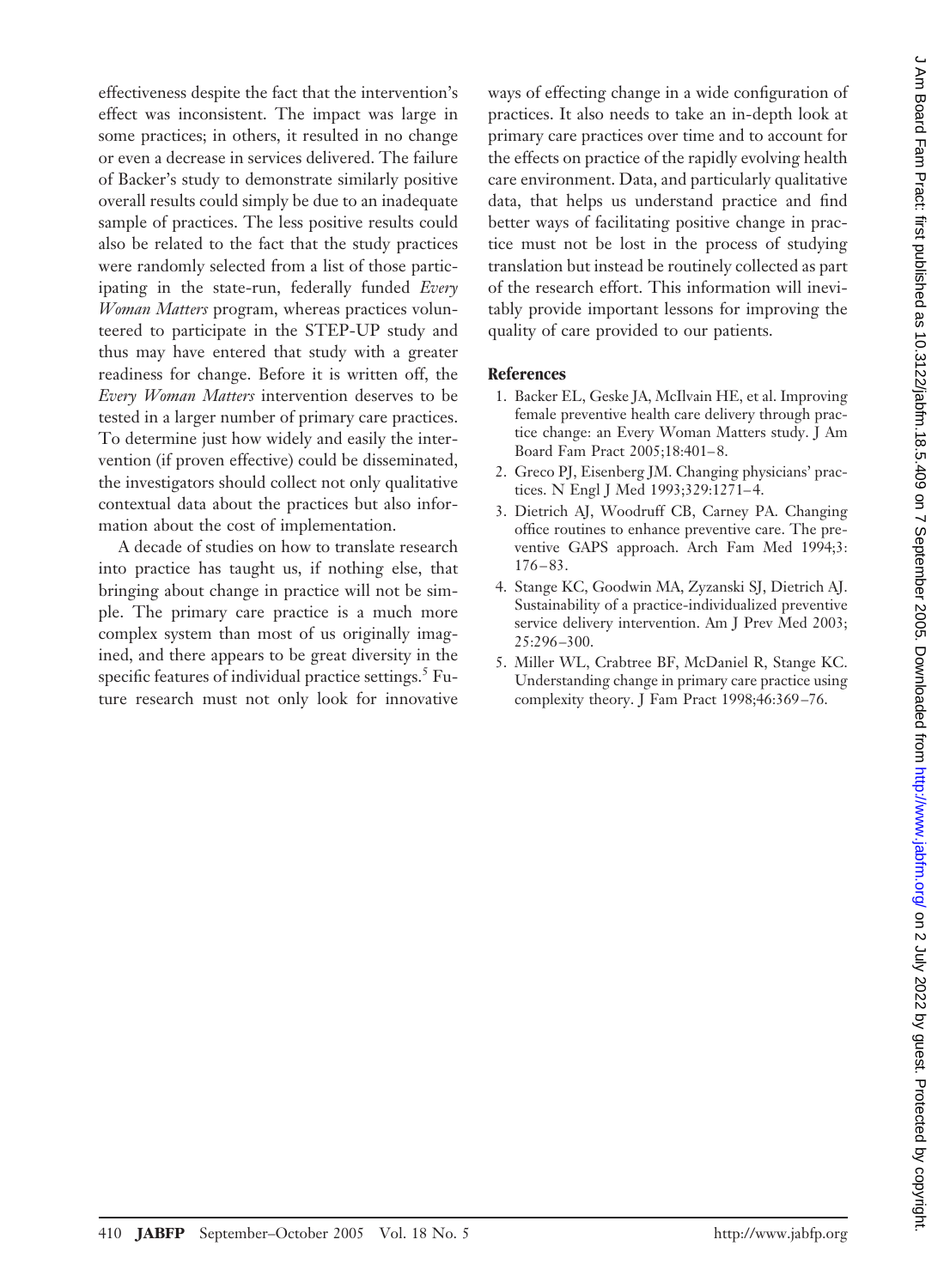effectiveness despite the fact that the intervention's effect was inconsistent. The impact was large in some practices; in others, it resulted in no change or even a decrease in services delivered. The failure of Backer's study to demonstrate similarly positive overall results could simply be due to an inadequate sample of practices. The less positive results could also be related to the fact that the study practices were randomly selected from a list of those participating in the state-run, federally funded *Every Woman Matters* program, whereas practices volunteered to participate in the STEP-UP study and thus may have entered that study with a greater readiness for change. Before it is written off, the *Every Woman Matters* intervention deserves to be tested in a larger number of primary care practices. To determine just how widely and easily the intervention (if proven effective) could be disseminated, the investigators should collect not only qualitative contextual data about the practices but also information about the cost of implementation.

A decade of studies on how to translate research into practice has taught us, if nothing else, that bringing about change in practice will not be simple. The primary care practice is a much more complex system than most of us originally imagined, and there appears to be great diversity in the specific features of individual practice settings.[5] Future research must not only look for innovative ways of effecting change in a wide configuration of practices. It also needs to take an in-depth look at primary care practices over time and to account for the effects on practice of the rapidly evolving health care environment. Data, and particularly qualitative data, that helps us understand practice and find better ways of facilitating positive change in practice must not be lost in the process of studying translation but instead be routinely collected as part of the research effort. This information will inevitably provide important lessons for improving the quality of care provided to our patients.

## References

1. Backer EL, Geske JA, McIlvain HE, et al. Improving female preventive health care delivery through practice change: an Every Woman Matters study. J Am Board Fam Pract 2005;18:401–8.
2. Greco PJ, Eisenberg JM. Changing physicians' practices. N Engl J Med 1993;329:1271–4.
3. Dietrich AJ, Woodruff CB, Carney PA. Changing office routines to enhance preventive care. The preventive GAPS approach. Arch Fam Med 1994;3:176–83.
4. Stange KC, Goodwin MA, Zyzanski SJ, Dietrich AJ. Sustainability of a practice-individualized preventive service delivery intervention. Am J Prev Med 2003;25:296–300.
5. Miller WL, Crabtree BF, McDaniel R, Stange KC. Understanding change in primary care practice using complexity theory. J Fam Pract 1998;46:369–76.